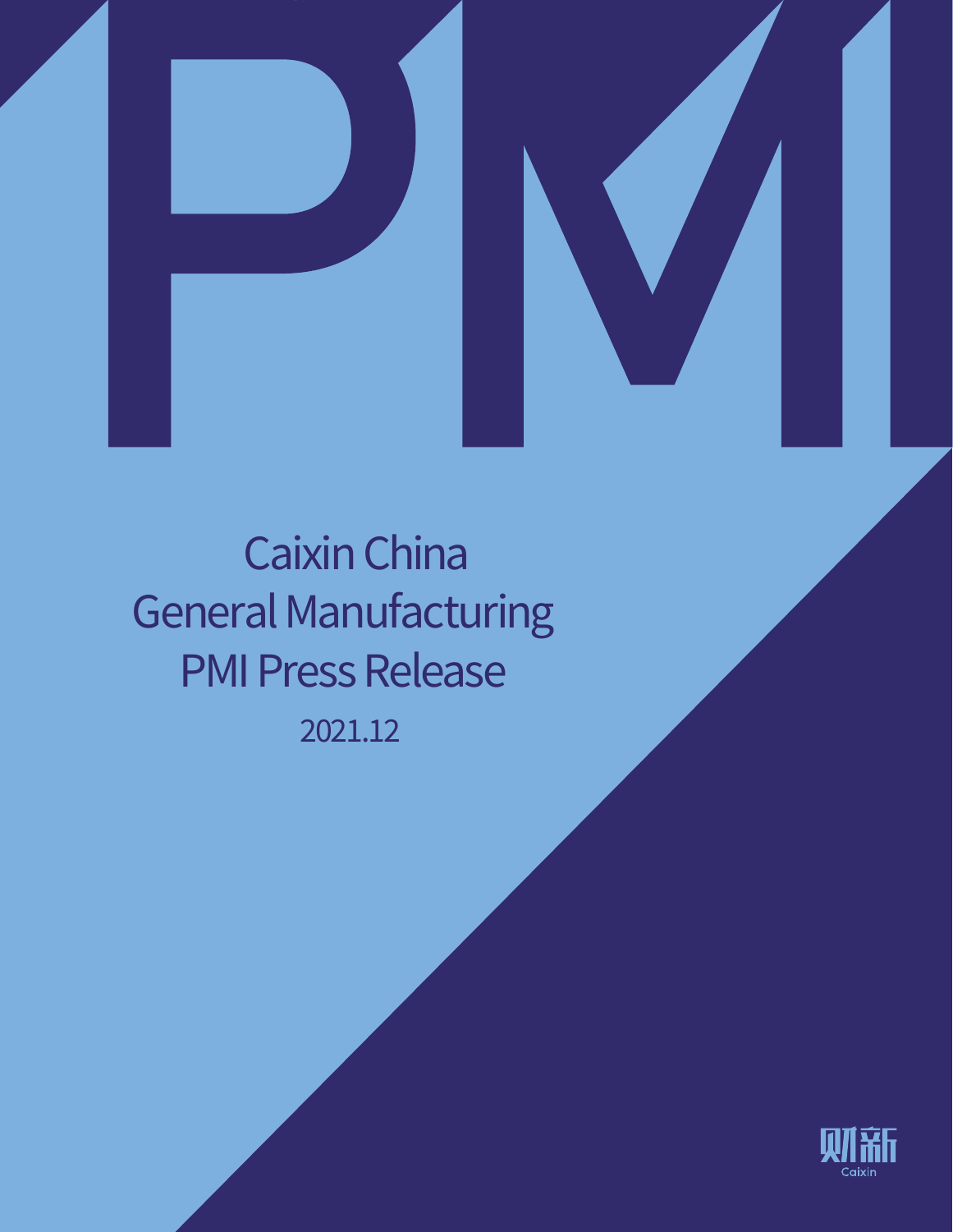# Caixin China General Manufacturing PMI Press Release

2021.12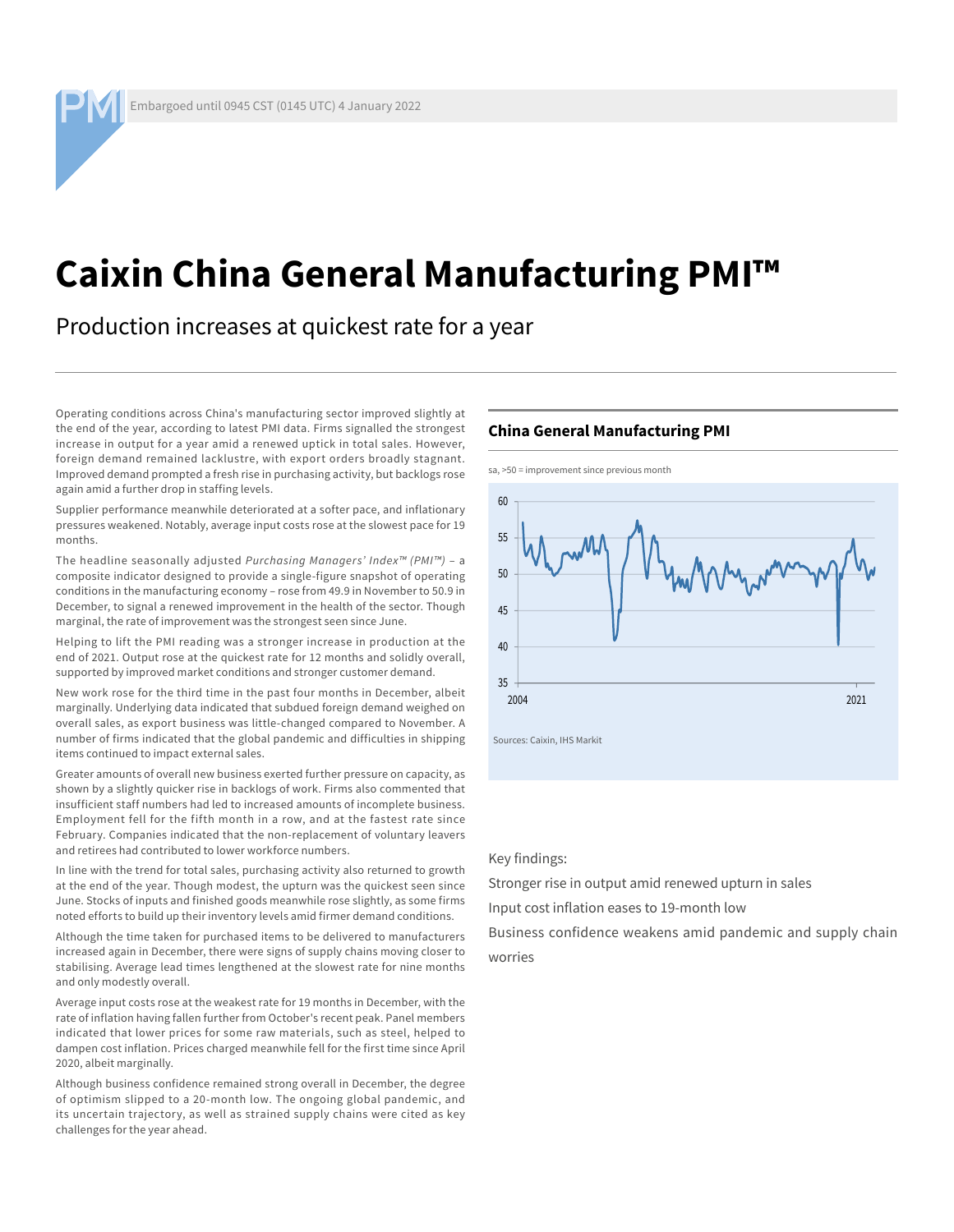Embargoed until 0945 CST (0145 UTC) 4 January 2022

# Caixin China General Manufacturing PMI™

## Production increases at quickest rate for a year

Operating conditions across China's manufacturing sector improved slightly at the end of the year, according to latest PMI data. Firms signalled the strongest increase in output for a year amid a renewed uptick in total sales. However, foreign demand remained lacklustre, with export orders broadly stagnant. Improved demand prompted a fresh rise in purchasing activity, but backlogs rose again amid a further drop in staffing levels.

Supplier performance meanwhile deteriorated at a softer pace, and inflationary pressures weakened. Notably, average input costs rose at the slowest pace for 19 months.

The headline seasonally adjusted *Purchasing Managers' Index™ (PMI™)* – a composite indicator designed to provide a single-figure snapshot of operating conditions in the manufacturing economy – rose from 49.9 in November to 50.9 in December, to signal a renewed improvement in the health of the sector. Though marginal, the rate of improvement was the strongest seen since June.

Helping to lift the PMI reading was a stronger increase in production at the end of 2021. Output rose at the quickest rate for 12 months and solidly overall, supported by improved market conditions and stronger customer demand.

New work rose for the third time in the past four months in December, albeit marginally. Underlying data indicated that subdued foreign demand weighed on overall sales, as export business was little-changed compared to November. A number of firms indicated that the global pandemic and difficulties in shipping items continued to impact external sales.

Greater amounts of overall new business exerted further pressure on capacity, as shown by a slightly quicker rise in backlogs of work. Firms also commented that insufficient staff numbers had led to increased amounts of incomplete business. Employment fell for the fifth month in a row, and at the fastest rate since February. Companies indicated that the non-replacement of voluntary leavers and retirees had contributed to lower workforce numbers.

In line with the trend for total sales, purchasing activity also returned to growth at the end of the year. Though modest, the upturn was the quickest seen since June. Stocks of inputs and finished goods meanwhile rose slightly, as some firms noted efforts to build up their inventory levels amid firmer demand conditions.

Although the time taken for purchased items to be delivered to manufacturers increased again in December, there were signs of supply chains moving closer to stabilising. Average lead times lengthened at the slowest rate for nine months and only modestly overall.

Average input costs rose at the weakest rate for 19 months in December, with the rate of inflation having fallen further from October's recent peak. Panel members indicated that lower prices for some raw materials, such as steel, helped to dampen cost inflation. Prices charged meanwhile fell for the first time since April 2020, albeit marginally.

Although business confidence remained strong overall in December, the degree of optimism slipped to a 20-month low. The ongoing global pandemic, and its uncertain trajectory, as well as strained supply chains were cited as key challenges for the year ahead.

### China General Manufacturing PMI

sa, >50 = improvement since previous month

Sources: Caixin, IHS Markit

Key findings:

Stronger rise in output amid renewed upturn in sales

Input cost inflation eases to 19-month low

Business confidence weakens amid pandemic and supply chain worries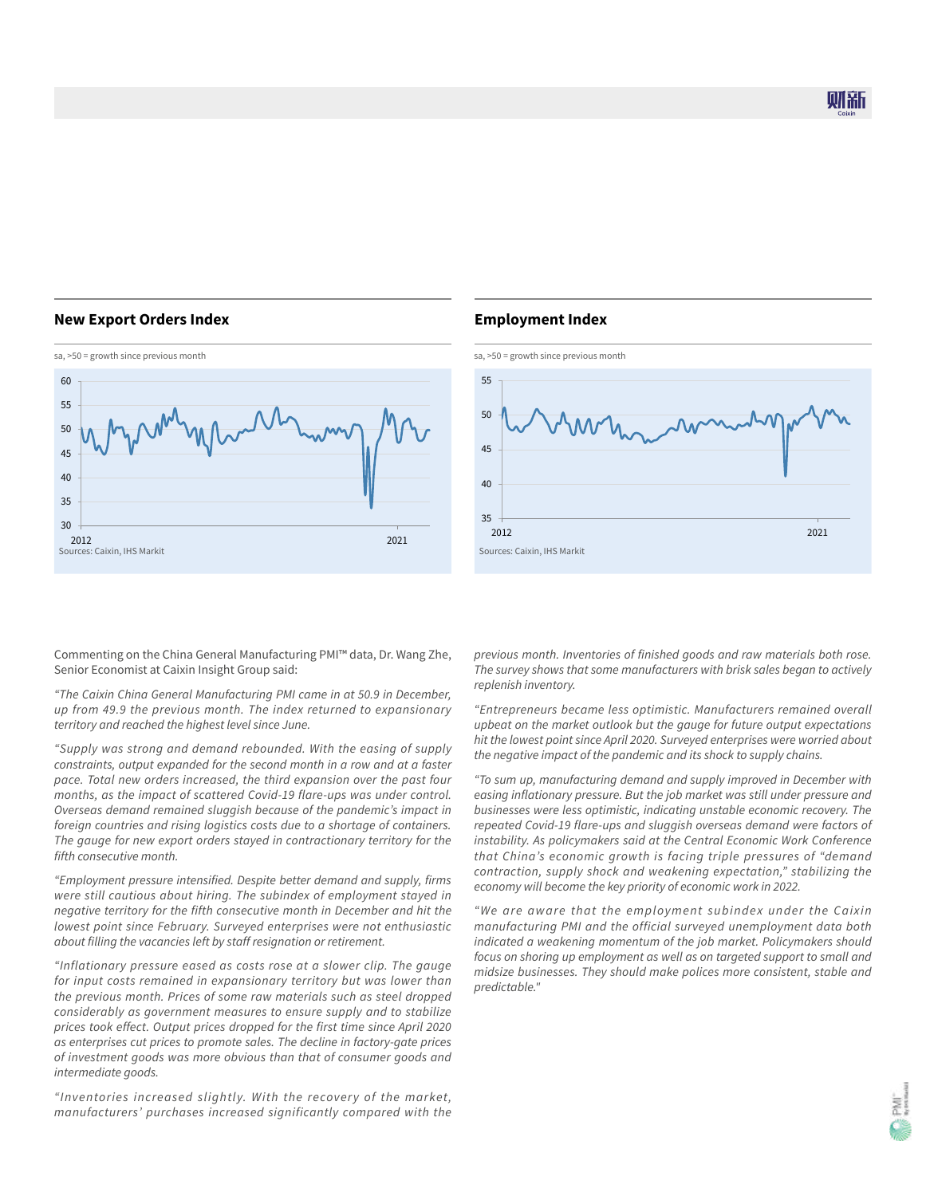## New Export Orders Index

sa, >50 = growth since previous month

Sources: Caixin, IHS Markit

## Employment Index

sa, >50 = growth since previous month

Sources: Caixin, IHS Markit

Commenting on the China General Manufacturing PMI™ data, Dr. Wang Zhe, Senior Economist at Caixin Insight Group said:

*"The Caixin China General Manufacturing PMI came in at 50.9 in December, up from 49.9 the previous month. The index returned to expansionary territory and reached the highest level since June.*

*"Supply was strong and demand rebounded. With the easing of supply constraints, output expanded for the second month in a row and at a faster pace. Total new orders increased, the third expansion over the past four months, as the impact of scattered Covid-19 flare-ups was under control. Overseas demand remained sluggish because of the pandemic's impact in foreign countries and rising logistics costs due to a shortage of containers. The gauge for new export orders stayed in contractionary territory for the fifth consecutive month.*

*"Employment pressure intensified. Despite better demand and supply, firms were still cautious about hiring. The subindex of employment stayed in negative territory for the fifth consecutive month in December and hit the lowest point since February. Surveyed enterprises were not enthusiastic about filling the vacancies left by staff resignation or retirement.*

*"Inflationary pressure eased as costs rose at a slower clip. The gauge for input costs remained in expansionary territory but was lower than the previous month. Prices of some raw materials such as steel dropped considerably as government measures to ensure supply and to stabilize prices took effect. Output prices dropped for the first time since April 2020 as enterprises cut prices to promote sales. The decline in factory-gate prices of investment goods was more obvious than that of consumer goods and intermediate goods.*

*"Inventories increased slightly. With the recovery of the market, manufacturers' purchases increased significantly compared with the previous month. Inventories of finished goods and raw materials both rose. The survey shows that some manufacturers with brisk sales began to actively replenish inventory.*

*"Entrepreneurs became less optimistic. Manufacturers remained overall upbeat on the market outlook but the gauge for future output expectations hit the lowest point since April 2020. Surveyed enterprises were worried about the negative impact of the pandemic and its shock to supply chains.*

*"To sum up, manufacturing demand and supply improved in December with easing inflationary pressure. But the job market was still under pressure and businesses were less optimistic, indicating unstable economic recovery. The repeated Covid-19 flare-ups and sluggish overseas demand were factors of instability. As policymakers said at the Central Economic Work Conference that China's economic growth is facing triple pressures of "demand contraction, supply shock and weakening expectation," stabilizing the economy will become the key priority of economic work in 2022.*

*"We are aware that the employment subindex under the Caixin manufacturing PMI and the official surveyed unemployment data both indicated a weakening momentum of the job market. Policymakers should focus on shoring up employment as well as on targeted support to small and midsize businesses. They should make polices more consistent, stable and predictable."*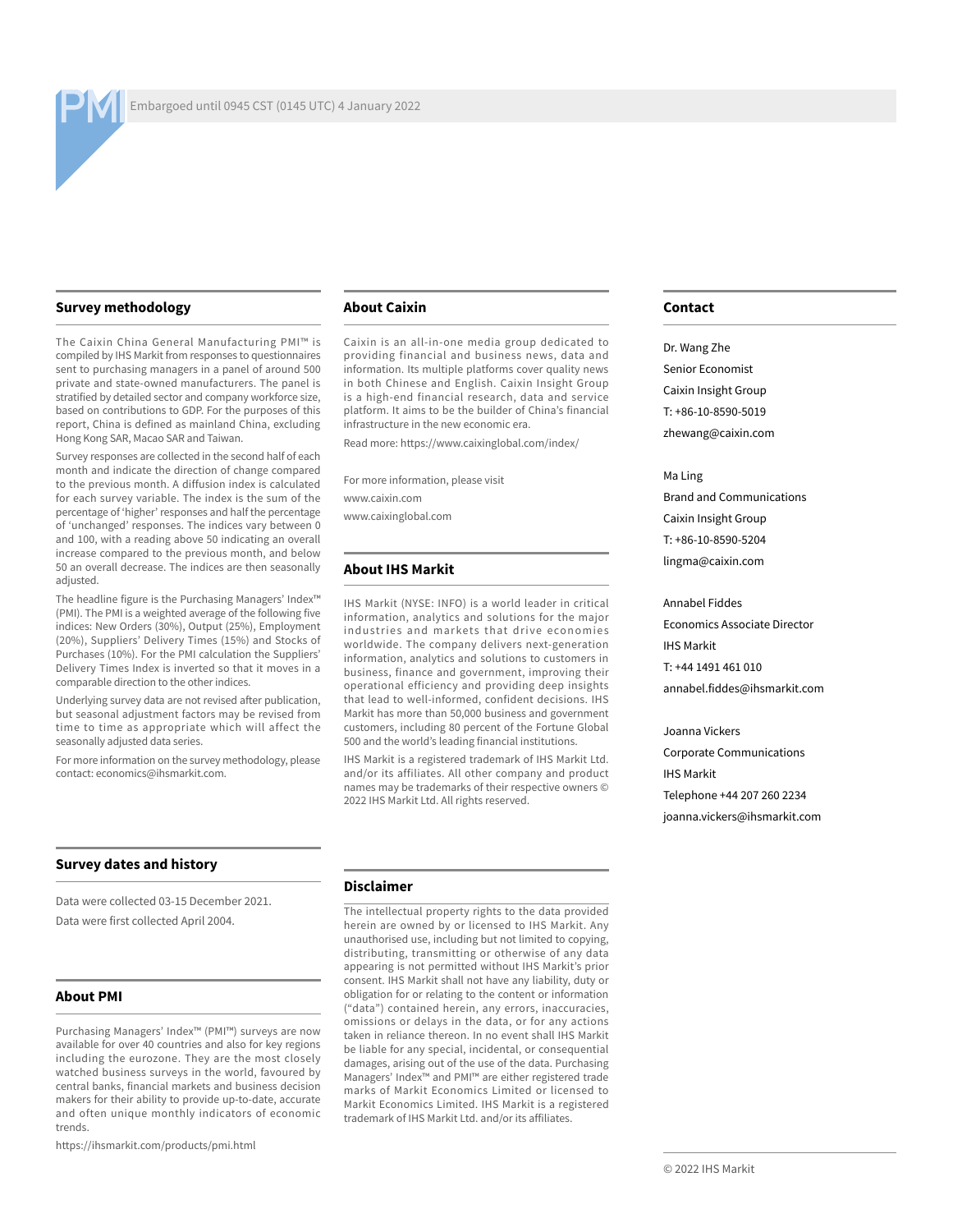Embargoed until 0945 CST (0145 UTC) 4 January 2022

## Survey methodology

The Caixin China General Manufacturing PMI™ is compiled by IHS Markit from responses to questionnaires sent to purchasing managers in a panel of around 500 private and state-owned manufacturers. The panel is stratified by detailed sector and company workforce size, based on contributions to GDP. For the purposes of this report, China is defined as mainland China, excluding Hong Kong SAR, Macao SAR and Taiwan.

Survey responses are collected in the second half of each month and indicate the direction of change compared to the previous month. A diffusion index is calculated for each survey variable. The index is the sum of the percentage of 'higher' responses and half the percentage of 'unchanged' responses. The indices vary between 0 and 100, with a reading above 50 indicating an overall increase compared to the previous month, and below 50 an overall decrease. The indices are then seasonally adjusted.

The headline figure is the Purchasing Managers' Index™ (PMI). The PMI is a weighted average of the following five indices: New Orders (30%), Output (25%), Employment (20%), Suppliers' Delivery Times (15%) and Stocks of Purchases (10%). For the PMI calculation the Suppliers' Delivery Times Index is inverted so that it moves in a comparable direction to the other indices.

Underlying survey data are not revised after publication, but seasonal adjustment factors may be revised from time to time as appropriate which will affect the seasonally adjusted data series.

For more information on the survey methodology, please contact: economics@ihsmarkit.com.

## Survey dates and history

Data were collected 03-15 December 2021.

Data were first collected April 2004.

## About PMI

Purchasing Managers' Index™ (PMI™) surveys are now available for over 40 countries and also for key regions including the eurozone. They are the most closely watched business surveys in the world, favoured by central banks, financial markets and business decision makers for their ability to provide up-to-date, accurate and often unique monthly indicators of economic trends.

https://ihsmarkit.com/products/pmi.html

## About Caixin

Caixin is an all-in-one media group dedicated to providing financial and business news, data and information. Its multiple platforms cover quality news in both Chinese and English. Caixin Insight Group is a high-end financial research, data and service platform. It aims to be the builder of China's financial infrastructure in the new economic era.

Read more: https://www.caixinglobal.com/index/

For more information, please visit

www.caixin.com

www.caixinglobal.com

## About IHS Markit

IHS Markit (NYSE: INFO) is a world leader in critical information, analytics and solutions for the major industries and markets that drive economies worldwide. The company delivers next-generation information, analytics and solutions to customers in business, finance and government, improving their operational efficiency and providing deep insights that lead to well-informed, confident decisions. IHS Markit has more than 50,000 business and government customers, including 80 percent of the Fortune Global 500 and the world's leading financial institutions.

IHS Markit is a registered trademark of IHS Markit Ltd. and/or its affiliates. All other company and product names may be trademarks of their respective owners © 2022 IHS Markit Ltd. All rights reserved.

## Disclaimer

The intellectual property rights to the data provided herein are owned by or licensed to IHS Markit. Any unauthorised use, including but not limited to copying, distributing, transmitting or otherwise of any data appearing is not permitted without IHS Markit's prior consent. IHS Markit shall not have any liability, duty or obligation for or relating to the content or information ("data") contained herein, any errors, inaccuracies, omissions or delays in the data, or for any actions taken in reliance thereon. In no event shall IHS Markit be liable for any special, incidental, or consequential damages, arising out of the use of the data. Purchasing Managers' Index™ and PMI™ are either registered trade marks of Markit Economics Limited or licensed to Markit Economics Limited. IHS Markit is a registered trademark of IHS Markit Ltd. and/or its affiliates.

## Contact

Dr. Wang Zhe
Senior Economist
Caixin Insight Group
T: +86-10-8590-5019
zhewang@caixin.com

Ma Ling
Brand and Communications
Caixin Insight Group
T: +86-10-8590-5204
lingma@caixin.com

Annabel Fiddes
Economics Associate Director
IHS Markit
T: +44 1491 461 010
annabel.fiddes@ihsmarkit.com

Joanna Vickers
Corporate Communications
IHS Markit
Telephone +44 207 260 2234
joanna.vickers@ihsmarkit.com

© 2022 IHS Markit